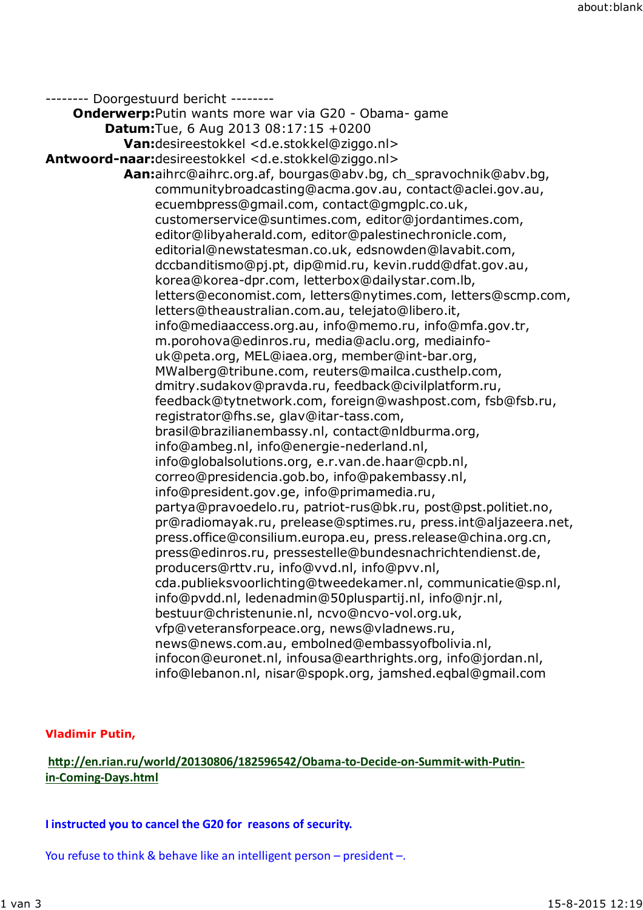-------- Doorgestuurd bericht --------

**Onderwerp:** Putin wants more war via G20 - Obama- game
**Datum:** Tue, 6 Aug 2013 08:17:15 +0200
**Van:** desireestokkel <d.e.stokkel@ziggo.nl>
**Antwoord-naar:** desireestokkel <d.e.stokkel@ziggo.nl>
**Aan:** aihrc@aihrc.org.af, bourgas@abv.bg, ch_spravochnik@abv.bg, communitybroadcasting@acma.gov.au, contact@aclei.gov.au, ecuembpress@gmail.com, contact@gmgplc.co.uk, customerservice@suntimes.com, editor@jordantimes.com, editor@libyaherald.com, editor@palestinechronicle.com, editorial@newstatesman.co.uk, edsnowden@lavabit.com, dccbanditismo@pj.pt, dip@mid.ru, kevin.rudd@dfat.gov.au, korea@korea-dpr.com, letterbox@dailystar.com.lb, letters@economist.com, letters@nytimes.com, letters@scmp.com, letters@theaustralian.com.au, telejato@libero.it, info@mediaaccess.org.au, info@memo.ru, info@mfa.gov.tr, m.porohova@edinros.ru, media@aclu.org, mediainfo-uk@peta.org, MEL@iaea.org, member@int-bar.org, MWalberg@tribune.com, reuters@mailca.custhelp.com, dmitry.sudakov@pravda.ru, feedback@civilplatform.ru, feedback@tytnetwork.com, foreign@washpost.com, fsb@fsb.ru, registrator@fhs.se, glav@itar-tass.com, brasil@brazilianembassy.nl, contact@nldburma.org, info@ambeg.nl, info@energie-nederland.nl, info@globalsolutions.org, e.r.van.de.haar@cpb.nl, correo@presidencia.gob.bo, info@pakembassy.nl, info@president.gov.ge, info@primamedia.ru, partya@pravoedelo.ru, patriot-rus@bk.ru, post@pst.politiet.no, pr@radiomayak.ru, prelease@sptimes.ru, press.int@aljazeera.net, press.office@consilium.europa.eu, press.release@china.org.cn, press@edinros.ru, pressestelle@bundesnachrichtendienst.de, producers@rttv.ru, info@vvd.nl, info@pvv.nl, cda.publieksvoorlichting@tweedekamer.nl, communicatie@sp.nl, info@pvdd.nl, ledenadmin@50pluspartij.nl, info@njr.nl, bestuur@christenunie.nl, ncvo@ncvo-vol.org.uk, vfp@veteransforpeace.org, news@vladnews.ru, news@news.com.au, embolned@embassyofbolivia.nl, infocon@euronet.nl, infousa@earthrights.org, info@jordan.nl, info@lebanon.nl, nisar@spopk.org, jamshed.eqbal@gmail.com

**Vladimir Putin,**

**http://en.rian.ru/world/20130806/182596542/Obama-to-Decide-on-Summit-with-Putin-in-Coming-Days.html**

**I instructed you to cancel the G20 for reasons of security.**

You refuse to think & behave like an intelligent person – president –.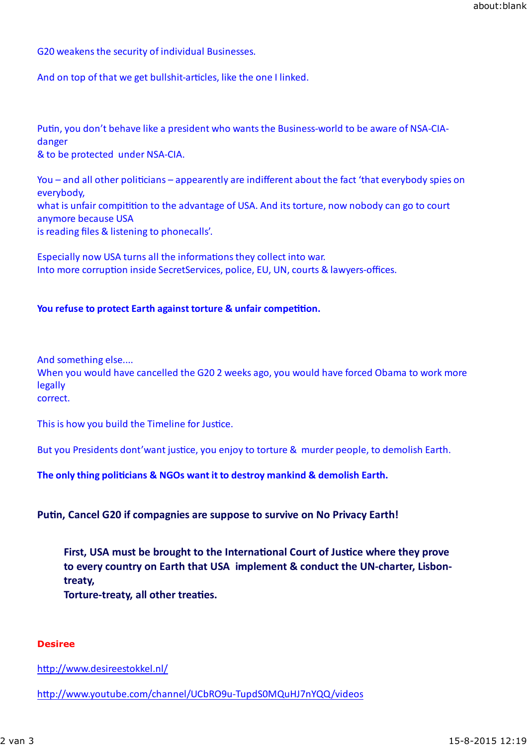G20 weakens the security of individual Businesses.

And on top of that we get bullshit-articles, like the one I linked.

Putin, you don't behave like a president who wants the Business-world to be aware of NSA-CIA-danger
& to be protected under NSA-CIA.

You – and all other politicians – appearently are indifferent about the fact 'that everybody spies on everybody,
what is unfair compitition to the advantage of USA. And its torture, now nobody can go to court anymore because USA
is reading files & listening to phonecalls'.

Especially now USA turns all the informations they collect into war.
Into more corruption inside SecretServices, police, EU, UN, courts & lawyers-offices.

**You refuse to protect Earth against torture & unfair competition.**

And something else....
When you would have cancelled the G20 2 weeks ago, you would have forced Obama to work more legally
correct.

This is how you build the Timeline for Justice.

But you Presidents dont'want justice, you enjoy to torture & murder people, to demolish Earth.

**The only thing politicians & NGOs want it to destroy mankind & demolish Earth.**

**Putin, Cancel G20 if compagnies are suppose to survive on No Privacy Earth!**

> **First, USA must be brought to the International Court of Justice where they prove to every country on Earth that USA implement & conduct the UN-charter, Lisbon-treaty,**
> **Torture-treaty, all other treaties.**

**Desiree**

http://www.desireestokkel.nl/

http://www.youtube.com/channel/UCbRO9u-TupdS0MQuHJ7nYQQ/videos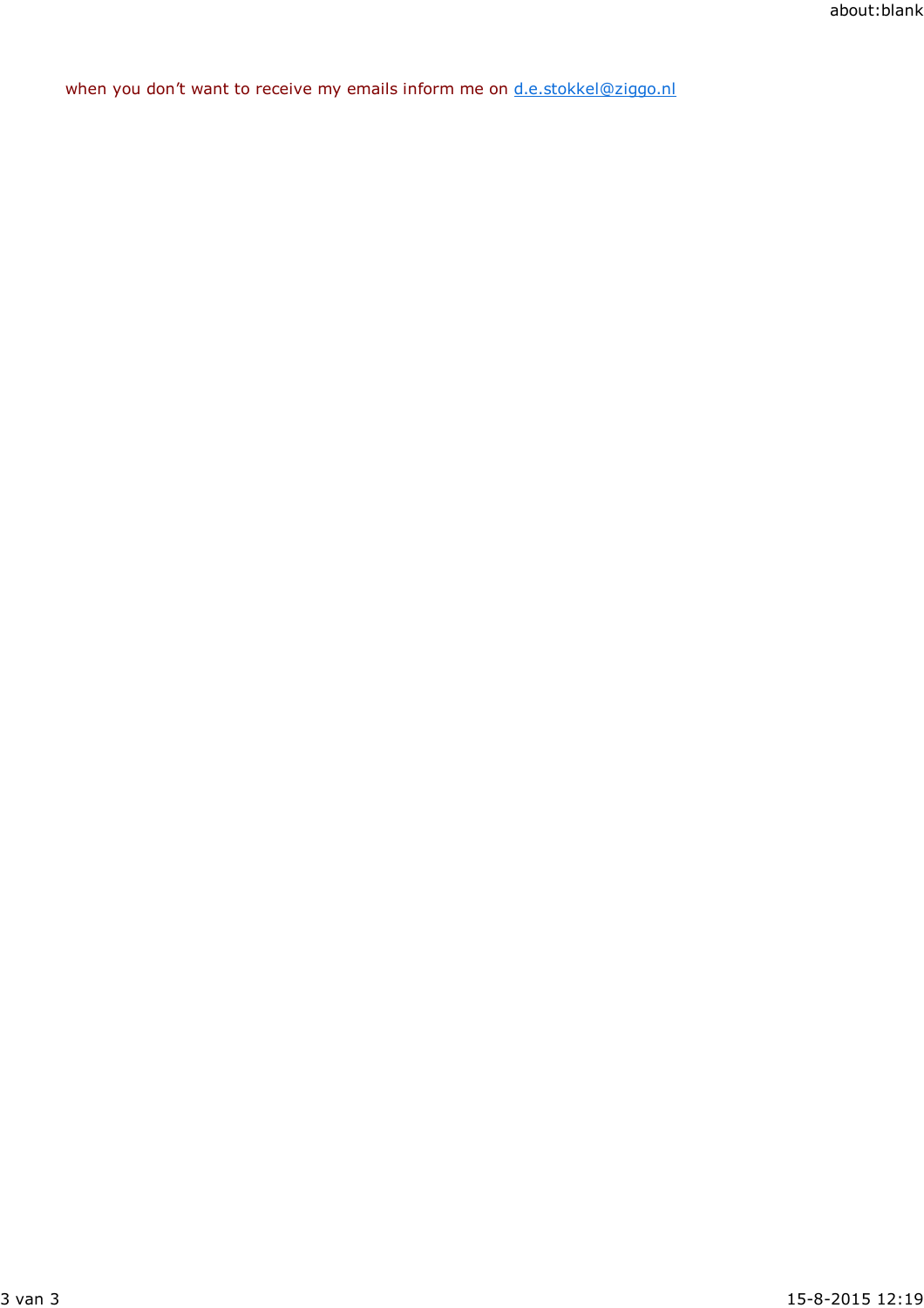when you don’t want to receive my emails inform me on [d.e.stokkel@ziggo.nl](mailto:d.e.stokkel@ziggo.nl)